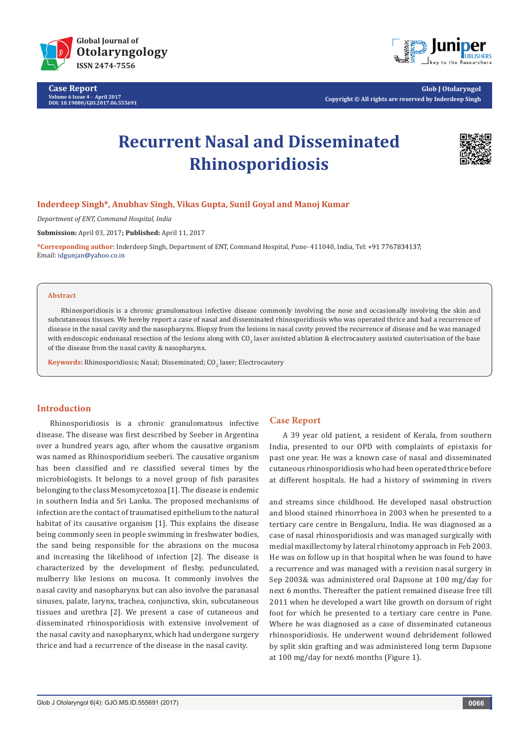# Recurrent Nasal and Disseminated Rhinosporidiosis

**Inderdeep Singh*, Anubhav Singh, Vikas Gupta, Sunil Goyal and Manoj Kumar**

*Department of ENT, Command Hospital, India*

**Submission:** April 03, 2017; **Published:** April 11, 2017

***Corresponding author:** Inderdeep Singh, Department of ENT, Command Hospital, Pune- 411040, India, Tel: +91 7767834137; Email: idgunjan@yahoo.co.in

## Abstract

Rhinosporidiosis is a chronic granulomatous infective disease commonly involving the nose and occasionally involving the skin and subcutaneous tissues. We hereby report a case of nasal and disseminated rhinosporidiosis who was operated thrice and had a recurrence of disease in the nasal cavity and the nasopharynx. Biopsy from the lesions in nasal cavity proved the recurrence of disease and he was managed with endoscopic endonasal resection of the lesions along with $CO_2$ laser assisted ablation & electrocautery assisted cauterisation of the base of the disease from the nasal cavity & nasopharynx.

**Keywords:** Rhinosporidiosis; Nasal; Disseminated; $CO_2$ laser; Electrocautery

## Introduction

Rhinosporidiosis is a chronic granulomatous infective disease. The disease was first described by Seeber in Argentina over a hundred years ago, after whom the causative organism was named as Rhinosporidium seeberi. The causative organism has been classified and re classified several times by the microbiologists. It belongs to a novel group of fish parasites belonging to the class Mesomycetozoa [1]. The disease is endemic in southern India and Sri Lanka. The proposed mechanisms of infection are the contact of traumatised epithelium to the natural habitat of its causative organism [1]. This explains the disease being commonly seen in people swimming in freshwater bodies, the sand being responsible for the abrasions on the mucosa and increasing the likelihood of infection [2]. The disease is characterized by the development of fleshy, pedunculated, mulberry like lesions on mucosa. It commonly involves the nasal cavity and nasopharynx but can also involve the paranasal sinuses, palate, larynx, trachea, conjunctiva, skin, subcutaneous tissues and urethra [2]. We present a case of cutaneous and disseminated rhinosporidiosis with extensive involvement of the nasal cavity and nasopharynx, which had undergone surgery thrice and had a recurrence of the disease in the nasal cavity.

## Case Report

A 39 year old patient, a resident of Kerala, from southern India, presented to our OPD with complaints of epistaxis for past one year. He was a known case of nasal and disseminated cutaneous rhinosporidiosis who had been operated thrice before at different hospitals. He had a history of swimming in rivers and streams since childhood. He developed nasal obstruction and blood stained rhinorrhoea in 2003 when he presented to a tertiary care centre in Bengaluru, India. He was diagnosed as a case of nasal rhinosporidiosis and was managed surgically with medial maxillectomy by lateral rhinotomy approach in Feb 2003. He was on follow up in that hospital when he was found to have a recurrence and was managed with a revision nasal surgery in Sep 2003& was administered oral Dapsone at 100 mg/day for next 6 months. Thereafter the patient remained disease free till 2011 when he developed a wart like growth on dorsum of right foot for which he presented to a tertiary care centre in Pune. Where he was diagnosed as a case of disseminated cutaneous rhinosporidiosis. He underwent wound debridement followed by split skin grafting and was administered long term Dapsone at 100 mg/day for next6 months (Figure 1).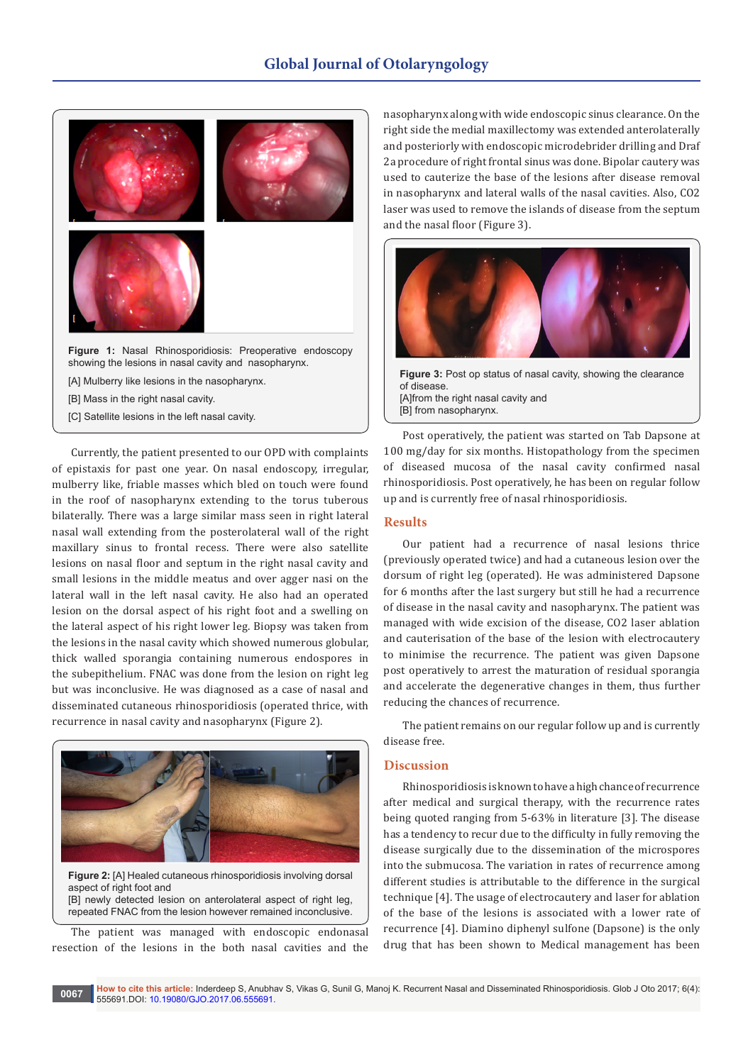Figure 1: Nasal Rhinosporidiosis: Preoperative endoscopy showing the lesions in nasal cavity and nasopharynx.

[A] Mulberry like lesions in the nasopharynx.

[B] Mass in the right nasal cavity.

[C] Satellite lesions in the left nasal cavity.

Currently, the patient presented to our OPD with complaints of epistaxis for past one year. On nasal endoscopy, irregular, mulberry like, friable masses which bled on touch were found in the roof of nasopharynx extending to the torus tuberous bilaterally. There was a large similar mass seen in right lateral nasal wall extending from the posterolateral wall of the right maxillary sinus to frontal recess. There were also satellite lesions on nasal floor and septum in the right nasal cavity and small lesions in the middle meatus and over agger nasi on the lateral wall in the left nasal cavity. He also had an operated lesion on the dorsal aspect of his right foot and a swelling on the lateral aspect of his right lower leg. Biopsy was taken from the lesions in the nasal cavity which showed numerous globular, thick walled sporangia containing numerous endospores in the subepithelium. FNAC was done from the lesion on right leg but was inconclusive. He was diagnosed as a case of nasal and disseminated cutaneous rhinosporidiosis (operated thrice, with recurrence in nasal cavity and nasopharynx (Figure 2).

Figure 2: [A] Healed cutaneous rhinosporidiosis involving dorsal aspect of right foot and
[B] newly detected lesion on anterolateral aspect of right leg, repeated FNAC from the lesion however remained inconclusive.

The patient was managed with endoscopic endonasal resection of the lesions in the both nasal cavities and the nasopharynx along with wide endoscopic sinus clearance. On the right side the medial maxillectomy was extended anterolaterally and posteriorly with endoscopic microdebrider drilling and Draf 2a procedure of right frontal sinus was done. Bipolar cautery was used to cauterize the base of the lesions after disease removal in nasopharynx and lateral walls of the nasal cavities. Also, $CO_2$ laser was used to remove the islands of disease from the septum and the nasal floor (Figure 3).

Figure 3: Post op status of nasal cavity, showing the clearance of disease.
[A]from the right nasal cavity and
[B] from nasopharynx.

Post operatively, the patient was started on Tab Dapsone at 100 mg/day for six months. Histopathology from the specimen of diseased mucosa of the nasal cavity confirmed nasal rhinosporidiosis. Post operatively, he has been on regular follow up and is currently free of nasal rhinosporidiosis.

## Results

Our patient had a recurrence of nasal lesions thrice (previously operated twice) and had a cutaneous lesion over the dorsum of right leg (operated). He was administered Dapsone for 6 months after the last surgery but still he had a recurrence of disease in the nasal cavity and nasopharynx. The patient was managed with wide excision of the disease, $CO_2$ laser ablation and cauterisation of the base of the lesion with electrocautery to minimise the recurrence. The patient was given Dapsone post operatively to arrest the maturation of residual sporangia and accelerate the degenerative changes in them, thus further reducing the chances of recurrence.

The patient remains on our regular follow up and is currently disease free.

## Discussion

Rhinosporidiosis is known to have a high chance of recurrence after medical and surgical therapy, with the recurrence rates being quoted ranging from 5-63% in literature [3]. The disease has a tendency to recur due to the difficulty in fully removing the disease surgically due to the dissemination of the microspores into the submucosa. The variation in rates of recurrence among different studies is attributable to the difference in the surgical technique [4]. The usage of electrocautery and laser for ablation of the base of the lesions is associated with a lower rate of recurrence [4]. Diamino diphenyl sulfone (Dapsone) is the only drug that has been shown to Medical management has been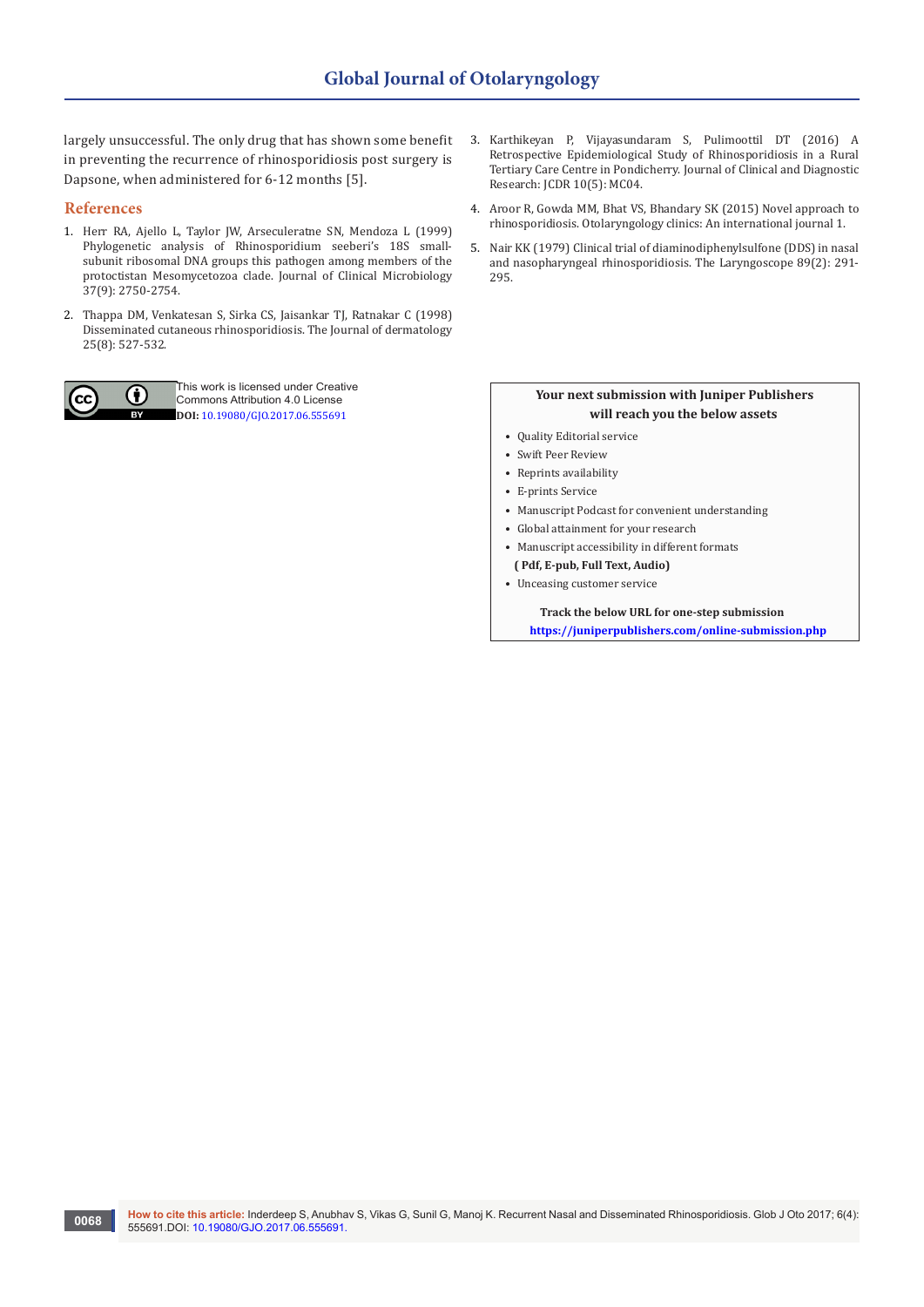largely unsuccessful. The only drug that has shown some benefit in preventing the recurrence of rhinosporidiosis post surgery is Dapsone, when administered for 6-12 months [5].

## References

1. Herr RA, Ajello L, Taylor JW, Arseculeratne SN, Mendoza L (1999) Phylogenetic analysis of Rhinosporidium seeberi's 18S small-subunit ribosomal DNA groups this pathogen among members of the protoctistan Mesomycetozoa clade. Journal of Clinical Microbiology 37(9): 2750-2754.
2. Thappa DM, Venkatesan S, Sirka CS, Jaisankar TJ, Ratnakar C (1998) Disseminated cutaneous rhinosporidiosis. The Journal of dermatology 25(8): 527-532.
3. Karthikeyan P, Vijayasundaram S, Pulimoottil DT (2016) A Retrospective Epidemiological Study of Rhinosporidiosis in a Rural Tertiary Care Centre in Pondicherry. Journal of Clinical and Diagnostic Research: JCDR 10(5): MC04.
4. Aroor R, Gowda MM, Bhat VS, Bhandary SK (2015) Novel approach to rhinosporidiosis. Otolaryngology clinics: An international journal 1.
5. Nair KK (1979) Clinical trial of diaminodiphenylsulfone (DDS) in nasal and nasopharyngeal rhinosporidiosis. The Laryngoscope 89(2): 291-295.

This work is licensed under Creative Commons Attribution 4.0 License
**DOI:** 10.19080/GJO.2017.06.555691

**Your next submission with Juniper Publishers will reach you the below assets**

- Quality Editorial service
- Swift Peer Review
- Reprints availability
- E-prints Service
- Manuscript Podcast for convenient understanding
- Global attainment for your research
- Manuscript accessibility in different formats
  **( Pdf, E-pub, Full Text, Audio)**
- Unceasing customer service

**Track the below URL for one-step submission**
**https://juniperpublishers.com/online-submission.php**

**How to cite this article:** Inderdeep S, Anubhav S, Vikas G, Sunil G, Manoj K. Recurrent Nasal and Disseminated Rhinosporidiosis. Glob J Oto 2017; 6(4): 555691.DOI: 10.19080/GJO.2017.06.555691.